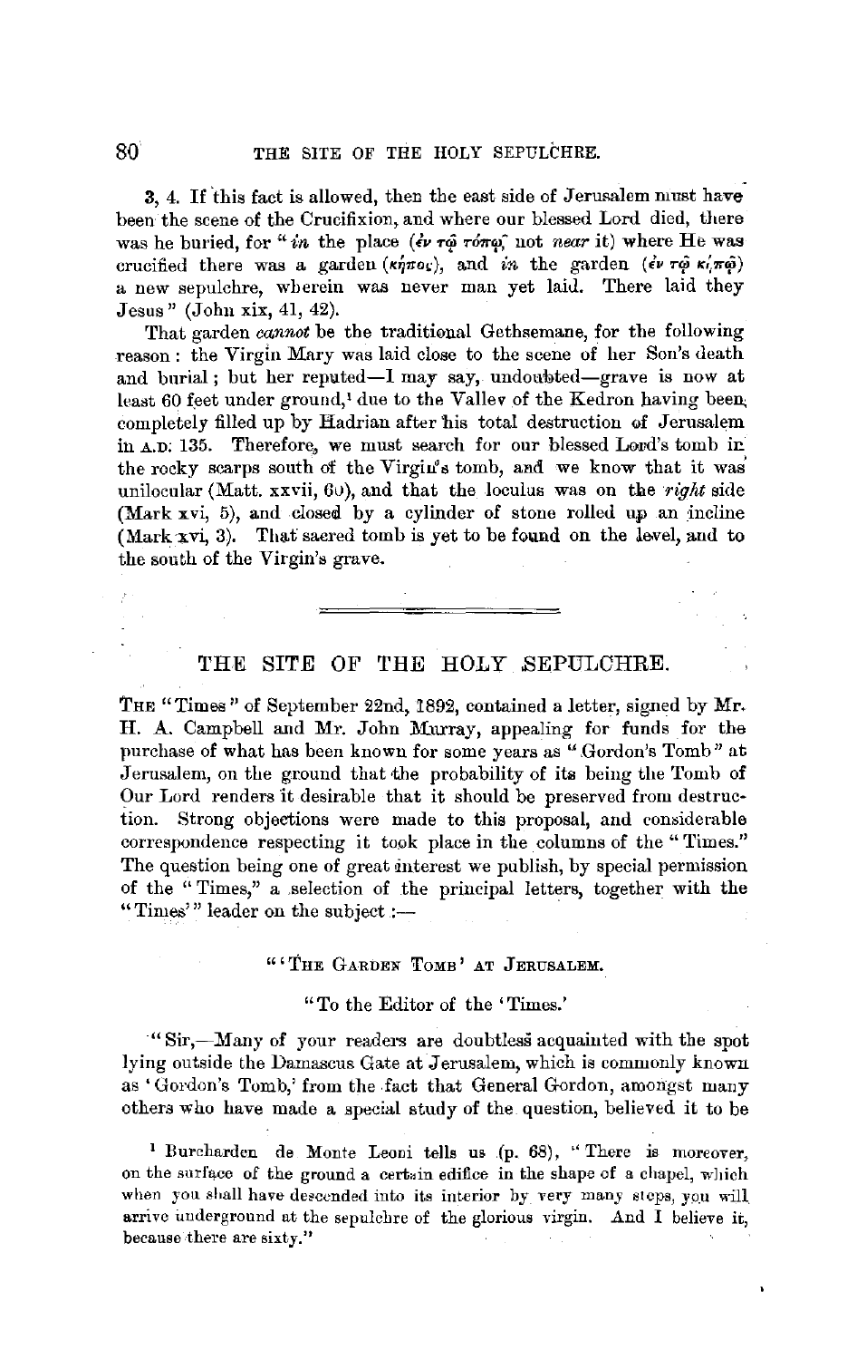3, 4. If this fact is allowed, then the east side of Jerusalem must have been the scene of the Crucifixion, and where our blessed Lord died, there was he buried, for "*in* the place (ἐν τῷ τόπῳ, not *near* it) where He was crucified there was a garden (κῆπος), and *in* the garden (ἐν τῷ κήπῳ) a new sepulchre, wherein was never man yet laid. There laid they Jesus" (John xix, 41, 42).

That garden *cannot* be the traditional Gethsemane, for the following reason: the Virgin Mary was laid close to the scene of her Son's death and burial; but her reputed—I may say, undoubted—grave is now at least 60 feet under ground,[1] due to the Valley of the Kedron having been completely filled up by Hadrian after his total destruction of Jerusalem in A.D. 135. Therefore, we must search for our blessed Lord's tomb in the rocky scarps south of the Virgin's tomb, and we know that it was unilocular (Matt. xxvii, 60), and that the loculus was on the *right* side (Mark xvi, 5), and closed by a cylinder of stone rolled up an incline (Mark xvi, 3). That sacred tomb is yet to be found on the level, and to the south of the Virgin's grave.

---

## THE SITE OF THE HOLY SEPULCHRE.

THE "Times" of September 22nd, 1892, contained a letter, signed by Mr. H. A. Campbell and Mr. John Murray, appealing for funds for the purchase of what has been known for some years as "Gordon's Tomb" at Jerusalem, on the ground that the probability of its being the Tomb of Our Lord renders it desirable that it should be preserved from destruction. Strong objections were made to this proposal, and considerable correspondence respecting it took place in the columns of the "Times." The question being one of great interest we publish, by special permission of the "Times," a selection of the principal letters, together with the "Times'" leader on the subject:—

### "'THE GARDEN TOMB' AT JERUSALEM.

"To the Editor of the 'Times.'

"Sir,—Many of your readers are doubtless acquainted with the spot lying outside the Damascus Gate at Jerusalem, which is commonly known as 'Gordon's Tomb,' from the fact that General Gordon, amongst many others who have made a special study of the question, believed it to be

[1] Burcharden de Monte Leoni tells us (p. 68), "There is moreover, on the surface of the ground a certain edifice in the shape of a chapel, which when you shall have descended into its interior by very many steps, you will arrive underground at the sepulchre of the glorious virgin. And I believe it, because there are sixty."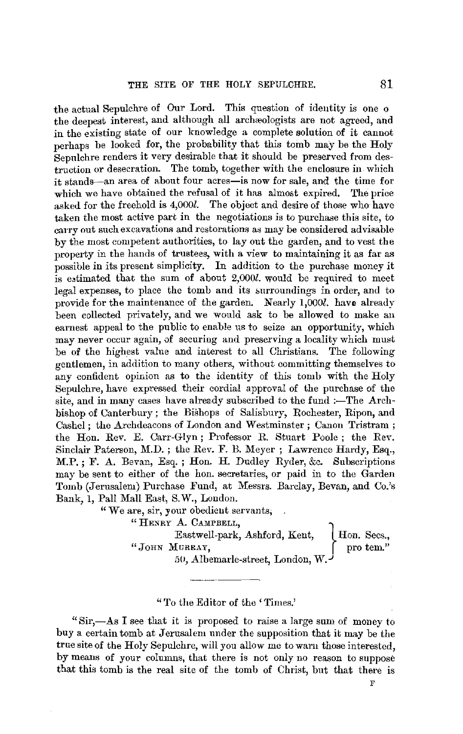the actual Sepulchre of Our Lord. This question of identity is one o the deepest interest, and although all archæologists are not agreed, and in the existing state of our knowledge a complete solution of it cannot perhaps be looked for, the probability that this tomb may be the Holy Sepulchre renders it very desirable that it should be preserved from destruction or desecration. The tomb, together with the enclosure in which it stands—an area of about four acres—is now for sale, and the time for which we have obtained the refusal of it has almost expired. The price asked for the freehold is 4,000*l.* The object and desire of those who have taken the most active part in the negotiations is to purchase this site, to carry out such excavations and restorations as may be considered advisable by the most competent authorities, to lay out the garden, and to vest the property in the hands of trustees, with a view to maintaining it as far as possible in its present simplicity. In addition to the purchase money it is estimated that the sum of about 2,000*l.* would be required to meet legal expenses, to place the tomb and its surroundings in order, and to provide for the maintenance of the garden. Nearly 1,000*l.* have already been collected privately, and we would ask to be allowed to make an earnest appeal to the public to enable us to seize an opportunity, which may never occur again, of securing and preserving a locality which must be of the highest value and interest to all Christians. The following gentlemen, in addition to many others, without committing themselves to any confident opinion as to the identity of this tomb with the Holy Sepulchre, have expressed their cordial approval of the purchase of the site, and in many cases have already subscribed to the fund :—The Archbishop of Canterbury ; the Bishops of Salisbury, Rochester, Ripon, and Cashel ; the Archdeacons of London and Westminster ; Canon Tristram ; the Hon. Rev. E. Carr-Glyn ; Professor R. Stuart Poole ; the Rev. Sinclair Paterson, M.D. ; the Rev. F. B. Meyer ; Lawrence Hardy, Esq., M.P. ; F. A. Bevan, Esq. ; Hon. H. Dudley Ryder, &c. Subscriptions may be sent to either of the hon. secretaries, or paid in to the Garden Tomb (Jerusalem) Purchase Fund, at Messrs. Barclay, Bevan, and Co.'s Bank, 1, Pall Mall East, S.W., London.

"We are, sir, your obedient servants,

"HENRY A. CAMPBELL,
Eastwell-park, Ashford, Kent,
"JOHN MURRAY,
50, Albemarle-street, London, W.
Hon. Secs., pro tem."

---

"To the Editor of the 'Times.'

"Sir,—As I see that it is proposed to raise a large sum of money to buy a certain tomb at Jerusalem under the supposition that it may be the true site of the Holy Sepulchre, will you allow me to warn those interested, by means of your columns, that there is not only no reason to suppose that this tomb is the real site of the tomb of Christ, but that there is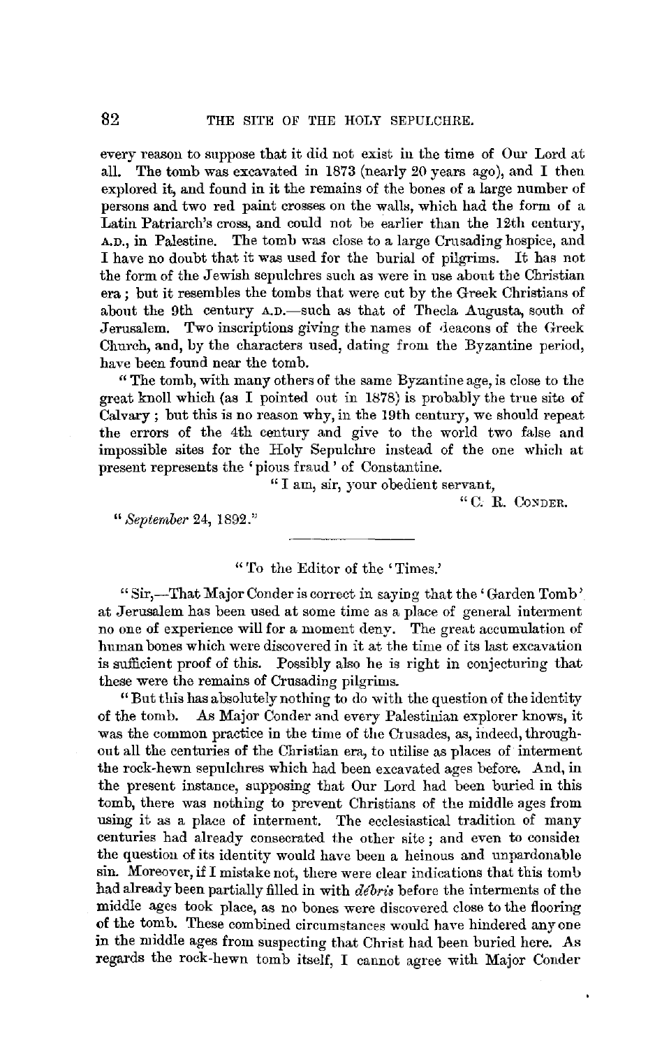every reason to suppose that it did not exist in the time of Our Lord at all. The tomb was excavated in 1873 (nearly 20 years ago), and I then explored it, and found in it the remains of the bones of a large number of persons and two red paint crosses on the walls, which had the form of a Latin Patriarch's cross, and could not be earlier than the 12th century, A.D., in Palestine. The tomb was close to a large Crusading hospice, and I have no doubt that it was used for the burial of pilgrims. It has not the form of the Jewish sepulchres such as were in use about the Christian era; but it resembles the tombs that were cut by the Greek Christians of about the 9th century A.D.—such as that of Thecla Augusta, south of Jerusalem. Two inscriptions giving the names of deacons of the Greek Church, and, by the characters used, dating from the Byzantine period, have been found near the tomb.

"The tomb, with many others of the same Byzantine age, is close to the great knoll which (as I pointed out in 1878) is probably the true site of Calvary; but this is no reason why, in the 19th century, we should repeat the errors of the 4th century and give to the world two false and impossible sites for the Holy Sepulchre instead of the one which at present represents the 'pious fraud' of Constantine.

"I am, sir, your obedient servant,

"C. R. CONDER.

"*September* 24, 1892."

---

"To the Editor of the 'Times.'

"Sir,—That Major Conder is correct in saying that the 'Garden Tomb' at Jerusalem has been used at some time as a place of general interment no one of experience will for a moment deny. The great accumulation of human bones which were discovered in it at the time of its last excavation is sufficient proof of this. Possibly also he is right in conjecturing that these were the remains of Crusading pilgrims.

"But this has absolutely nothing to do with the question of the identity of the tomb. As Major Conder and every Palestinian explorer knows, it was the common practice in the time of the Crusades, as, indeed, throughout all the centuries of the Christian era, to utilise as places of interment the rock-hewn sepulchres which had been excavated ages before. And, in the present instance, supposing that Our Lord had been buried in this tomb, there was nothing to prevent Christians of the middle ages from using it as a place of interment. The ecclesiastical tradition of many centuries had already consecrated the other site; and even to consider the question of its identity would have been a heinous and unpardonable sin. Moreover, if I mistake not, there were clear indications that this tomb had already been partially filled in with *débris* before the interments of the middle ages took place, as no bones were discovered close to the flooring of the tomb. These combined circumstances would have hindered any one in the middle ages from suspecting that Christ had been buried here. As regards the rock-hewn tomb itself, I cannot agree with Major Conder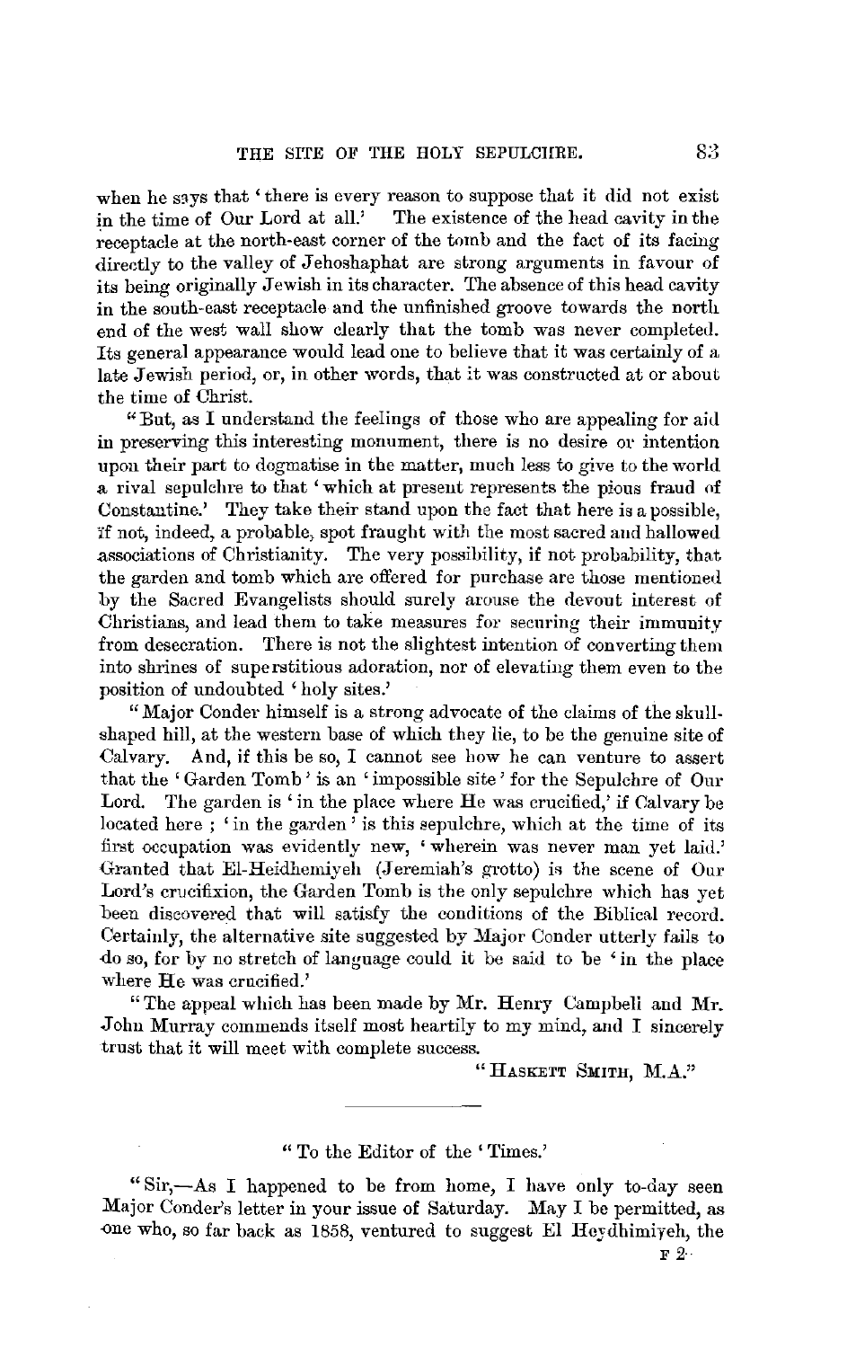when he says that 'there is every reason to suppose that it did not exist in the time of Our Lord at all.' The existence of the head cavity in the receptacle at the north-east corner of the tomb and the fact of its facing directly to the valley of Jehoshaphat are strong arguments in favour of its being originally Jewish in its character. The absence of this head cavity in the south-east receptacle and the unfinished groove towards the north end of the west wall show clearly that the tomb was never completed. Its general appearance would lead one to believe that it was certainly of a late Jewish period, or, in other words, that it was constructed at or about the time of Christ.

"But, as I understand the feelings of those who are appealing for aid in preserving this interesting monument, there is no desire or intention upon their part to dogmatise in the matter, much less to give to the world a rival sepulchre to that 'which at present represents the pious fraud of Constantine.' They take their stand upon the fact that here is a possible, if not, indeed, a probable, spot fraught with the most sacred and hallowed associations of Christianity. The very possibility, if not probability, that the garden and tomb which are offered for purchase are those mentioned by the Sacred Evangelists should surely arouse the devout interest of Christians, and lead them to take measures for securing their immunity from desecration. There is not the slightest intention of converting them into shrines of superstitious adoration, nor of elevating them even to the position of undoubted 'holy sites.'

"Major Conder himself is a strong advocate of the claims of the skull-shaped hill, at the western base of which they lie, to be the genuine site of Calvary. And, if this be so, I cannot see how he can venture to assert that the 'Garden Tomb' is an 'impossible site' for the Sepulchre of Our Lord. The garden is 'in the place where He was crucified,' if Calvary be located here; 'in the garden' is this sepulchre, which at the time of its first occupation was evidently new, 'wherein was never man yet laid.' Granted that El-Heidhemiyeh (Jeremiah's grotto) is the scene of Our Lord's crucifixion, the Garden Tomb is the only sepulchre which has yet been discovered that will satisfy the conditions of the Biblical record. Certainly, the alternative site suggested by Major Conder utterly fails to do so, for by no stretch of language could it be said to be 'in the place where He was crucified.'

"The appeal which has been made by Mr. Henry Campbell and Mr. John Murray commends itself most heartily to my mind, and I sincerely trust that it will meet with complete success.

"HASKETT SMITH, M.A."

---

"To the Editor of the 'Times.'

"Sir,—As I happened to be from home, I have only to-day seen Major Conder's letter in your issue of Saturday. May I be permitted, as one who, so far back as 1858, ventured to suggest El Heydhimiyeh, the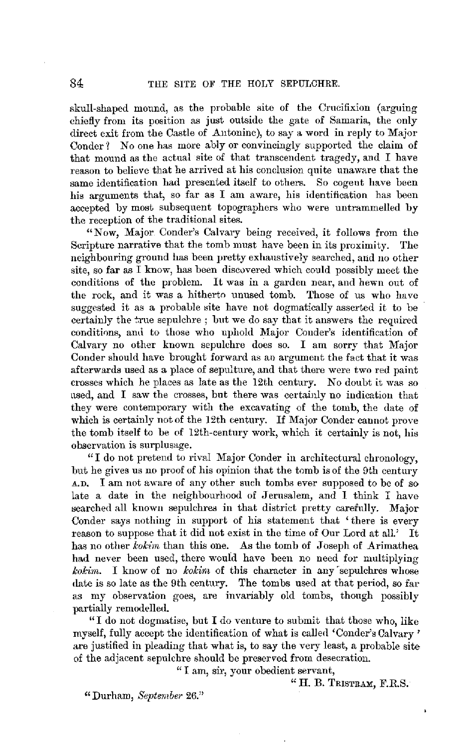skull-shaped mound, as the probable site of the Crucifixion (arguing chiefly from its position as just outside the gate of Samaria, the only direct exit from the Castle of Antonine), to say a word in reply to Major Conder? No one has more ably or convincingly supported the claim of that mound as the actual site of that transcendent tragedy, and I have reason to believe that he arrived at his conclusion quite unaware that the same identification had presented itself to others. So cogent have been his arguments that, so far as I am aware, his identification has been accepted by most subsequent topographers who were untrammelled by the reception of the traditional sites.

"Now, Major Conder's Calvary being received, it follows from the Scripture narrative that the tomb must have been in its proximity. The neighbouring ground has been pretty exhaustively searched, and no other site, so far as I know, has been discovered which could possibly meet the conditions of the problem. It was in a garden near, and hewn out of the rock, and it was a hitherto unused tomb. Those of us who have suggested it as a probable site have not dogmatically asserted it to be certainly the true sepulchre; but we do say that it answers the required conditions, and to those who uphold Major Conder's identification of Calvary no other known sepulchre does so. I am sorry that Major Conder should have brought forward as an argument the fact that it was afterwards used as a place of sepulture, and that there were two red paint crosses which he places as late as the 12th century. No doubt it was so used, and I saw the crosses, but there was certainly no indication that they were contemporary with the excavating of the tomb, the date of which is certainly not of the 12th century. If Major Conder cannot prove the tomb itself to be of 12th-century work, which it certainly is not, his observation is surplusage.

"I do not pretend to rival Major Conder in architectural chronology, but he gives us no proof of his opinion that the tomb is of the 9th century A.D. I am not aware of any other such tombs ever supposed to be of so late a date in the neighbourhood of Jerusalem, and I think I have searched all known sepulchres in that district pretty carefully. Major Conder says nothing in support of his statement that 'there is every reason to suppose that it did not exist in the time of Our Lord at all.' It has no other *kokim* than this one. As the tomb of Joseph of Arimathea had never been used, there would have been no need for multiplying *kokim*. I know of no *kokim* of this character in any sepulchres whose date is so late as the 9th century. The tombs used at that period, so far as my observation goes, are invariably old tombs, though possibly partially remodelled.

"I do not dogmatise, but I do venture to submit that those who, like myself, fully accept the identification of what is called 'Conder's Calvary' are justified in pleading that what is, to say the very least, a probable site of the adjacent sepulchre should be preserved from desecration.

"I am, sir, your obedient servant,

"H. B. TRISTRAM, F.R.S.

"Durham, *September* 26."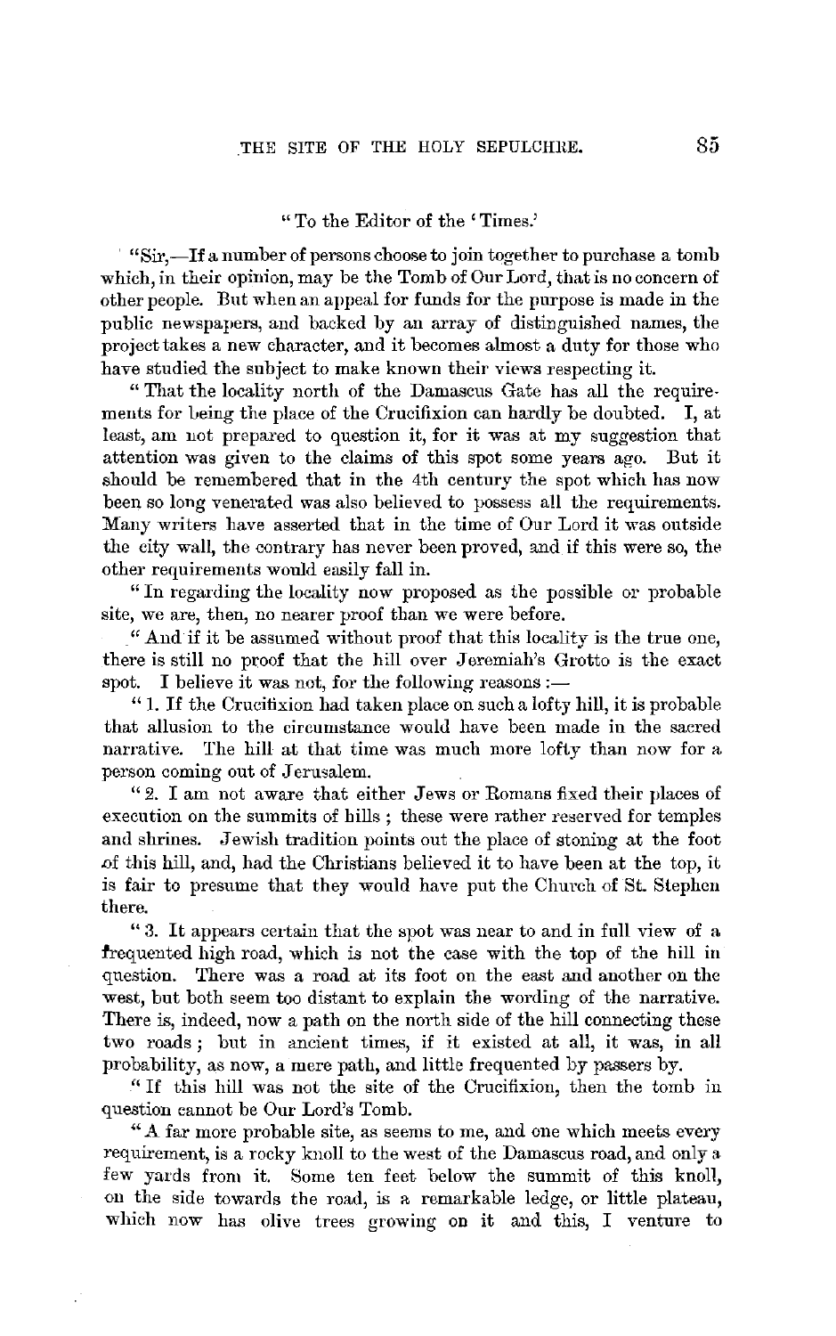"To the Editor of the 'Times.'

"Sir,—If a number of persons choose to join together to purchase a tomb which, in their opinion, may be the Tomb of Our Lord, that is no concern of other people. But when an appeal for funds for the purpose is made in the public newspapers, and backed by an array of distinguished names, the project takes a new character, and it becomes almost a duty for those who have studied the subject to make known their views respecting it.

"That the locality north of the Damascus Gate has all the requirements for being the place of the Crucifixion can hardly be doubted. I, at least, am not prepared to question it, for it was at my suggestion that attention was given to the claims of this spot some years ago. But it should be remembered that in the 4th century the spot which has now been so long venerated was also believed to possess all the requirements. Many writers have asserted that in the time of Our Lord it was outside the city wall, the contrary has never been proved, and if this were so, the other requirements would easily fall in.

"In regarding the locality now proposed as the possible or probable site, we are, then, no nearer proof than we were before.

"And if it be assumed without proof that this locality is the true one, there is still no proof that the hill over Jeremiah's Grotto is the exact spot. I believe it was not, for the following reasons:—

"1. If the Crucifixion had taken place on such a lofty hill, it is probable that allusion to the circumstance would have been made in the sacred narrative. The hill at that time was much more lofty than now for a person coming out of Jerusalem.

"2. I am not aware that either Jews or Romans fixed their places of execution on the summits of hills; these were rather reserved for temples and shrines. Jewish tradition points out the place of stoning at the foot of this hill, and, had the Christians believed it to have been at the top, it is fair to presume that they would have put the Church of St. Stephen there.

"3. It appears certain that the spot was near to and in full view of a frequented high road, which is not the case with the top of the hill in question. There was a road at its foot on the east and another on the west, but both seem too distant to explain the wording of the narrative. There is, indeed, now a path on the north side of the hill connecting these two roads; but in ancient times, if it existed at all, it was, in all probability, as now, a mere path, and little frequented by passers by.

"If this hill was not the site of the Crucifixion, then the tomb in question cannot be Our Lord's Tomb.

"A far more probable site, as seems to me, and one which meets every requirement, is a rocky knoll to the west of the Damascus road, and only a few yards from it. Some ten feet below the summit of this knoll, on the side towards the road, is a remarkable ledge, or little plateau, which now has olive trees growing on it and this, I venture to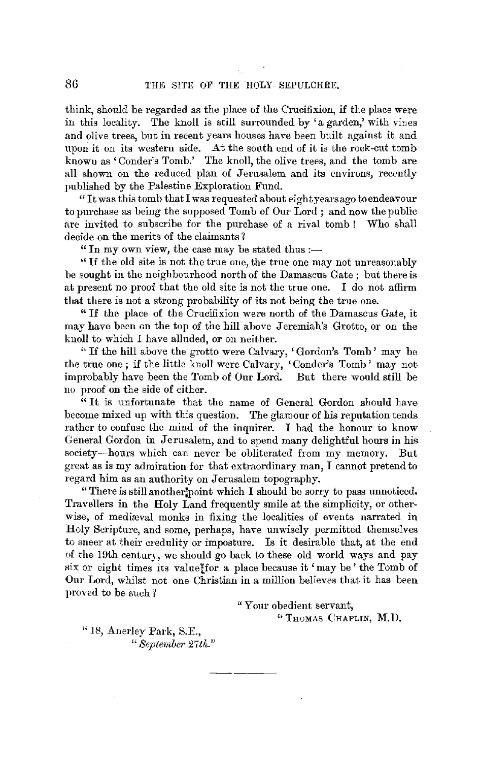think, should be regarded as the place of the Crucifixion, if the place were in this locality. The knoll is still surrounded by 'a garden,' with vines and olive trees, but in recent years houses have been built against it and upon it on its western side. At the south end of it is the rock-cut tomb known as 'Conder's Tomb.' The knoll, the olive trees, and the tomb are all shown on the reduced plan of Jerusalem and its environs, recently published by the Palestine Exploration Fund.

"It was this tomb that I was requested about eight years ago to endeavour to purchase as being the supposed Tomb of Our Lord; and now the public are invited to subscribe for the purchase of a rival tomb! Who shall decide on the merits of the claimants?

"In my own view, the case may be stated thus:—

"If the old site is not the true one, the true one may not unreasonably be sought in the neighbourhood north of the Damascus Gate; but there is at present no proof that the old site is not the true one. I do not affirm that there is not a strong probability of its not being the true one.

"If the place of the Crucifixion were north of the Damascus Gate, it may have been on the top of the hill above Jeremiah's Grotto, or on the knoll to which I have alluded, or on neither.

"If the hill above the grotto were Calvary, 'Gordon's Tomb' may be the true one; if the little knoll were Calvary, 'Conder's Tomb' may not improbably have been the Tomb of Our Lord. But there would still be no proof on the side of either.

"It is unfortunate that the name of General Gordon should have become mixed up with this question. The glamour of his reputation tends rather to confuse the mind of the inquirer. I had the honour to know General Gordon in Jerusalem, and to spend many delightful hours in his society—hours which can never be obliterated from my memory. But great as is my admiration for that extraordinary man, I cannot pretend to regard him as an authority on Jerusalem topography.

"There is still another point which I should be sorry to pass unnoticed. Travellers in the Holy Land frequently smile at the simplicity, or otherwise, of mediæval monks in fixing the localities of events narrated in Holy Scripture, and some, perhaps, have unwisely permitted themselves to sneer at their credulity or imposture. Is it desirable that, at the end of the 19th century, we should go back to these old world ways and pay six or eight times its value for a place because it 'may be' the Tomb of Our Lord, whilst not one Christian in a million believes that it has been proved to be such?

"Your obedient servant,

"Thomas Chaplin, M.D.

"18, Anerley Park, S.E.,
"*September 27th.*"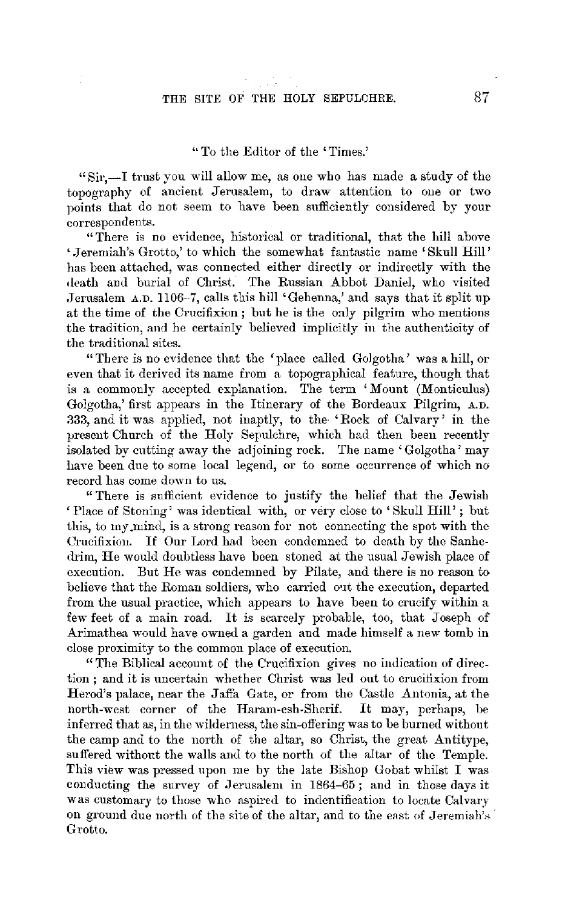"To the Editor of the 'Times.'

"Sir,—I trust you will allow me, as one who has made a study of the topography of ancient Jerusalem, to draw attention to one or two points that do not seem to have been sufficiently considered by your correspondents.

"There is no evidence, historical or traditional, that the hill above 'Jeremiah's Grotto,' to which the somewhat fantastic name 'Skull Hill' has been attached, was connected either directly or indirectly with the death and burial of Christ. The Russian Abbot Daniel, who visited Jerusalem A.D. 1106–7, calls this hill 'Gehenna,' and says that it split up at the time of the Crucifixion; but he is the only pilgrim who mentions the tradition, and he certainly believed implicitly in the authenticity of the traditional sites.

"There is no evidence that the 'place called Golgotha' was a hill, or even that it derived its name from a topographical feature, though that is a commonly accepted explanation. The term 'Mount (Monticulus) Golgotha,' first appears in the Itinerary of the Bordeaux Pilgrim, A.D. 333, and it was applied, not inaptly, to the 'Rock of Calvary' in the present Church of the Holy Sepulchre, which had then been recently isolated by cutting away the adjoining rock. The name 'Golgotha' may have been due to some local legend, or to some occurrence of which no record has come down to us.

"There is sufficient evidence to justify the belief that the Jewish 'Place of Stoning' was identical with, or very close to 'Skull Hill'; but this, to my mind, is a strong reason for not connecting the spot with the Crucifixion. If Our Lord had been condemned to death by the Sanhedrim, He would doubtless have been stoned at the usual Jewish place of execution. But He was condemned by Pilate, and there is no reason to believe that the Roman soldiers, who carried out the execution, departed from the usual practice, which appears to have been to crucify within a few feet of a main road. It is scarcely probable, too, that Joseph of Arimathea would have owned a garden and made himself a new tomb in close proximity to the common place of execution.

"The Biblical account of the Crucifixion gives no indication of direction; and it is uncertain whether Christ was led out to crucifixion from Herod's palace, near the Jaffa Gate, or from the Castle Antonia, at the north-west corner of the Haram-esh-Sherif. It may, perhaps, be inferred that as, in the wilderness, the sin-offering was to be burned without the camp and to the north of the altar, so Christ, the great Antitype, suffered without the walls and to the north of the altar of the Temple. This view was pressed upon me by the late Bishop Gobat whilst I was conducting the survey of Jerusalem in 1864–65; and in those days it was customary to those who aspired to indentification to locate Calvary on ground due north of the site of the altar, and to the east of Jeremiah's Grotto.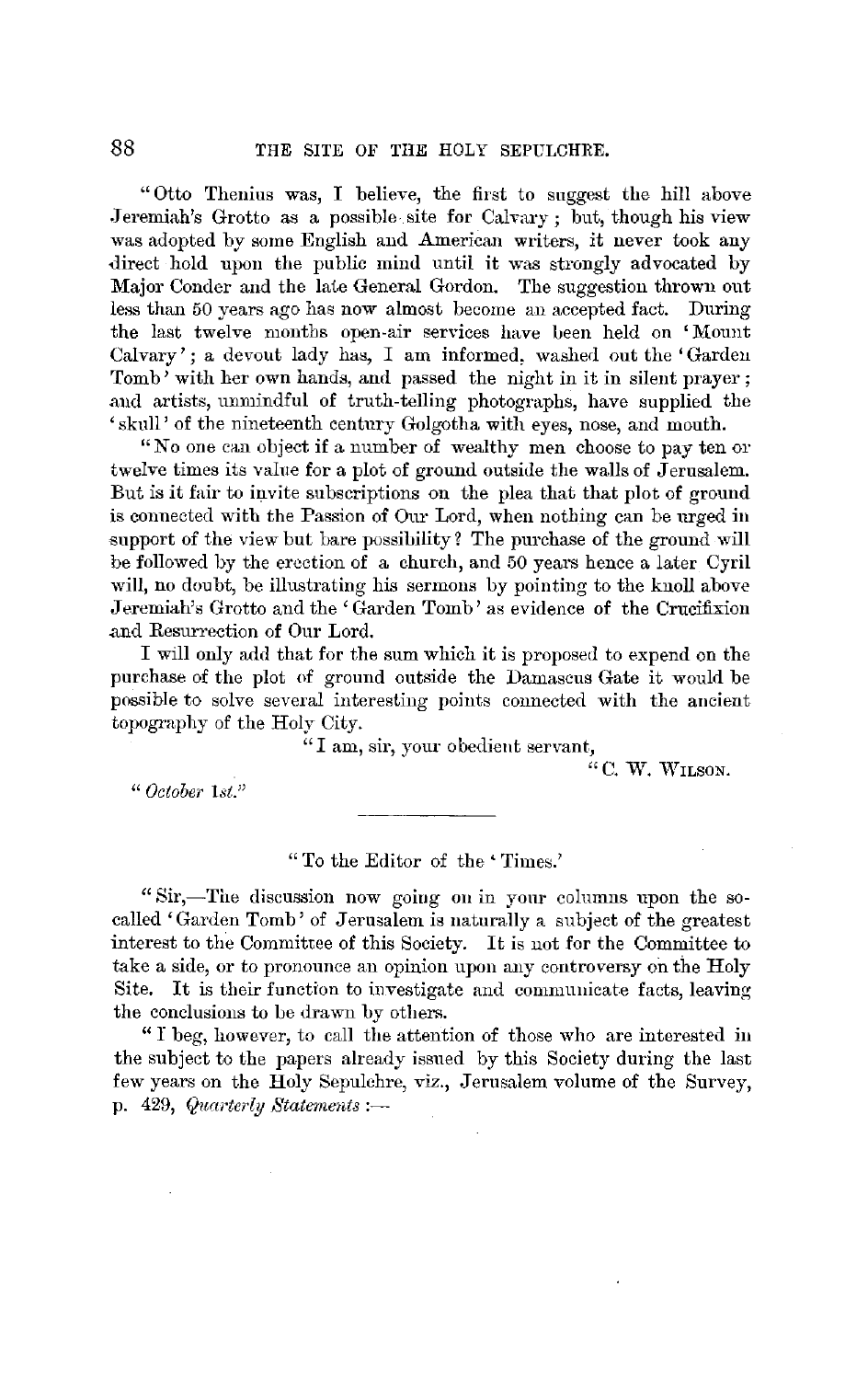"Otto Thenius was, I believe, the first to suggest the hill above Jeremiah's Grotto as a possible site for Calvary; but, though his view was adopted by some English and American writers, it never took any direct hold upon the public mind until it was strongly advocated by Major Conder and the late General Gordon. The suggestion thrown out less than 50 years ago has now almost become an accepted fact. During the last twelve months open-air services have been held on 'Mount Calvary'; a devout lady has, I am informed, washed out the 'Garden Tomb' with her own hands, and passed the night in it in silent prayer; and artists, unmindful of truth-telling photographs, have supplied the 'skull' of the nineteenth century Golgotha with eyes, nose, and mouth.

"No one can object if a number of wealthy men choose to pay ten or twelve times its value for a plot of ground outside the walls of Jerusalem. But is it fair to invite subscriptions on the plea that that plot of ground is connected with the Passion of Our Lord, when nothing can be urged in support of the view but bare possibility? The purchase of the ground will be followed by the erection of a church, and 50 years hence a later Cyril will, no doubt, be illustrating his sermons by pointing to the knoll above Jeremiah's Grotto and the 'Garden Tomb' as evidence of the Crucifixion and Resurrection of Our Lord.

I will only add that for the sum which it is proposed to expend on the purchase of the plot of ground outside the Damascus Gate it would be possible to solve several interesting points connected with the ancient topography of the Holy City.

"I am, sir, your obedient servant,

"C. W. Wilson.

"*October 1st.*"

---

"To the Editor of the 'Times.'

"Sir,—The discussion now going on in your columns upon the so-called 'Garden Tomb' of Jerusalem is naturally a subject of the greatest interest to the Committee of this Society. It is not for the Committee to take a side, or to pronounce an opinion upon any controversy on the Holy Site. It is their function to investigate and communicate facts, leaving the conclusions to be drawn by others.

"I beg, however, to call the attention of those who are interested in the subject to the papers already issued by this Society during the last few years on the Holy Sepulchre, viz., Jerusalem volume of the Survey, p. 429, *Quarterly Statements*:—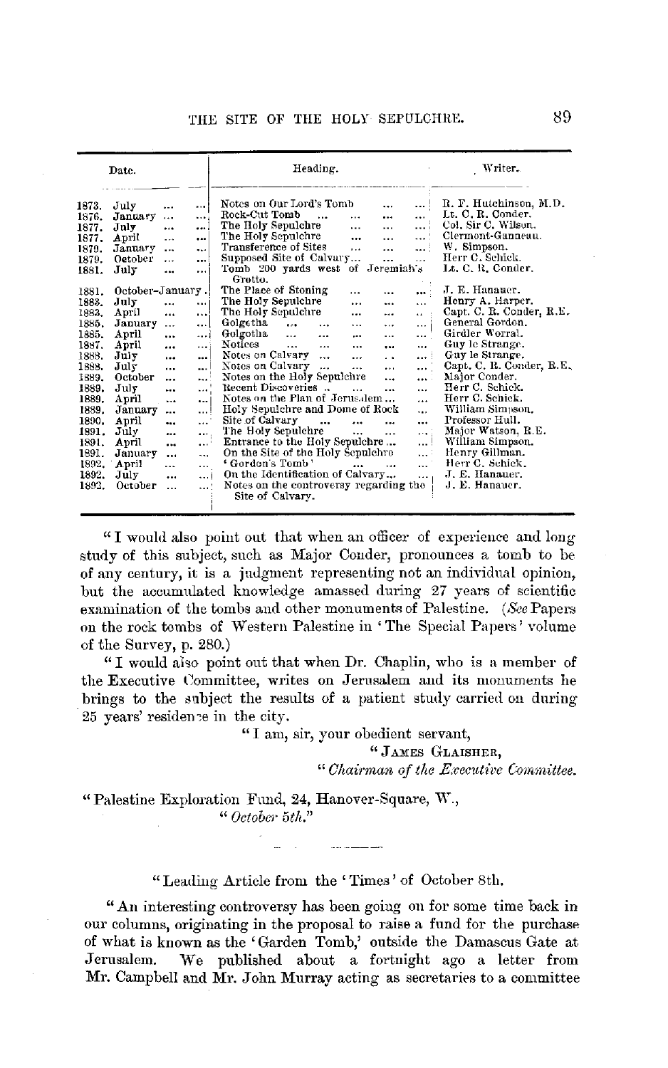| Date. | Heading. | Writer. |
|---|---|---|
| 1873. July | Notes on Our Lord's Tomb | R. F. Hutchinson, M.D. |
| 1876. January | Rock-Cut Tomb | Lt. C. R. Conder. |
| 1877. July | The Holy Sepulchre | Col. Sir C. Wilson. |
| 1877. April | The Holy Sepulchre | Clermont-Ganneau. |
| 1879. January | Transference of Sites | W. Simpson. |
| 1879. October | Supposed Site of Calvary | Herr C. Schick. |
| 1881. July | Tomb 200 yards west of Jeremiah's Grotto. | Lt. C. R. Conder. |
| 1881. October–January. | The Place of Stoning | J. E. Hanauer. |
| 1883. July | The Holy Sepulchre | Henry A. Harper. |
| 1883. April | The Holy Sepulchre | Capt. C. R. Conder, R.E. |
| 1885. January | Golgotha | General Gordon. |
| 1885. April | Golgotha | Girdler Worral. |
| 1887. April | Notices | Guy le Strange. |
| 1888. July | Notes on Calvary | Guy le Strange. |
| 1888. July | Notes on Calvary | Capt. C. R. Conder, R.E. |
| 1889. October | Notes on the Holy Sepulchre | Major Conder. |
| 1889. July | Recent Discoveries | Herr C. Schick. |
| 1889. April | Notes on the Plan of Jerusalem | Herr C. Schick. |
| 1889. January | Holy Sepulchre and Dome of Rock | William Simpson. |
| 1890. April | Site of Calvary | Professor Hull. |
| 1891. July | The Holy Sepulchre | Major Watson, R.E. |
| 1891. April | Entrance to the Holy Sepulchre | William Simpson. |
| 1891. January | On the Site of the Holy Sepulchre | Henry Gillman. |
| 1892. April | 'Gordon's Tomb' | Herr C. Schick. |
| 1892. July | On the Identification of Calvary | J. E. Hanauer. |
| 1892. October | Notes on the controversy regarding the Site of Calvary. | J. E. Hanauer. |

"I would also point out that when an officer of experience and long study of this subject, such as Major Conder, pronounces a tomb to be of any century, it is a judgment representing not an individual opinion, but the accumulated knowledge amassed during 27 years of scientific examination of the tombs and other monuments of Palestine. (*See* Papers on the rock tombs of Western Palestine in 'The Special Papers' volume of the Survey, p. 280.)

"I would also point out that when Dr. Chaplin, who is a member of the Executive Committee, writes on Jerusalem and its monuments he brings to the subject the results of a patient study carried on during 25 years' residence in the city.

"I am, sir, your obedient servant,

"JAMES GLAISHER,

"*Chairman of the Executive Committee.*

"Palestine Exploration Fund, 24, Hanover-Square, W.,
"*October 5th.*"

---

"Leading Article from the 'Times' of October 8th.

"An interesting controversy has been going on for some time back in our columns, originating in the proposal to raise a fund for the purchase of what is known as the 'Garden Tomb,' outside the Damascus Gate at Jerusalem. We published about a fortnight ago a letter from Mr. Campbell and Mr. John Murray acting as secretaries to a committee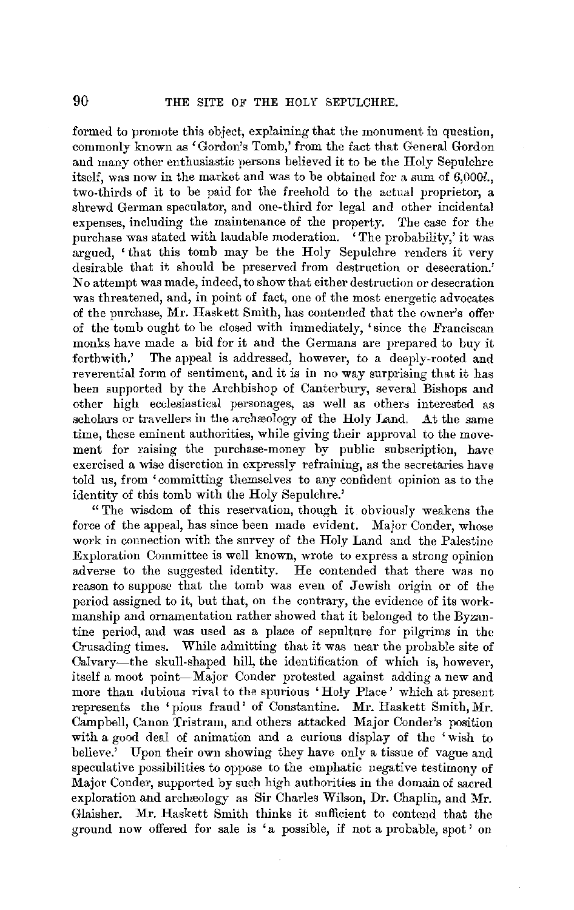formed to promote this object, explaining that the monument in question, commonly known as 'Gordon's Tomb,' from the fact that General Gordon and many other enthusiastic persons believed it to be the Holy Sepulchre itself, was now in the market and was to be obtained for a sum of 6,000*l*., two-thirds of it to be paid for the freehold to the actual proprietor, a shrewd German speculator, and one-third for legal and other incidental expenses, including the maintenance of the property. The case for the purchase was stated with laudable moderation. 'The probability,' it was argued, 'that this tomb may be the Holy Sepulchre renders it very desirable that it should be preserved from destruction or desecration.' No attempt was made, indeed, to show that either destruction or desecration was threatened, and, in point of fact, one of the most energetic advocates of the purchase, Mr. Haskett Smith, has contended that the owner's offer of the tomb ought to be closed with immediately, 'since the Franciscan monks have made a bid for it and the Germans are prepared to buy it forthwith.' The appeal is addressed, however, to a deeply-rooted and reverential form of sentiment, and it is in no way surprising that it has been supported by the Archbishop of Canterbury, several Bishops and other high ecclesiastical personages, as well as others interested as scholars or travellers in the archæology of the Holy Land. At the same time, these eminent authorities, while giving their approval to the movement for raising the purchase-money by public subscription, have exercised a wise discretion in expressly refraining, as the secretaries have told us, from 'committing themselves to any confident opinion as to the identity of this tomb with the Holy Sepulchre.'

"The wisdom of this reservation, though it obviously weakens the force of the appeal, has since been made evident. Major Conder, whose work in connection with the survey of the Holy Land and the Palestine Exploration Committee is well known, wrote to express a strong opinion adverse to the suggested identity. He contended that there was no reason to suppose that the tomb was even of Jewish origin or of the period assigned to it, but that, on the contrary, the evidence of its workmanship and ornamentation rather showed that it belonged to the Byzantine period, and was used as a place of sepulture for pilgrims in the Crusading times. While admitting that it was near the probable site of Calvary—the skull-shaped hill, the identification of which is, however, itself a moot point—Major Conder protested against adding a new and more than dubious rival to the spurious 'Holy Place' which at present represents the 'pious fraud' of Constantine. Mr. Haskett Smith, Mr. Campbell, Canon Tristram, and others attacked Major Conder's position with a good deal of animation and a curious display of the 'wish to believe.' Upon their own showing they have only a tissue of vague and speculative possibilities to oppose to the emphatic negative testimony of Major Conder, supported by such high authorities in the domain of sacred exploration and archæology as Sir Charles Wilson, Dr. Chaplin, and Mr. Glaisher. Mr. Haskett Smith thinks it sufficient to contend that the ground now offered for sale is 'a possible, if not a probable, spot' on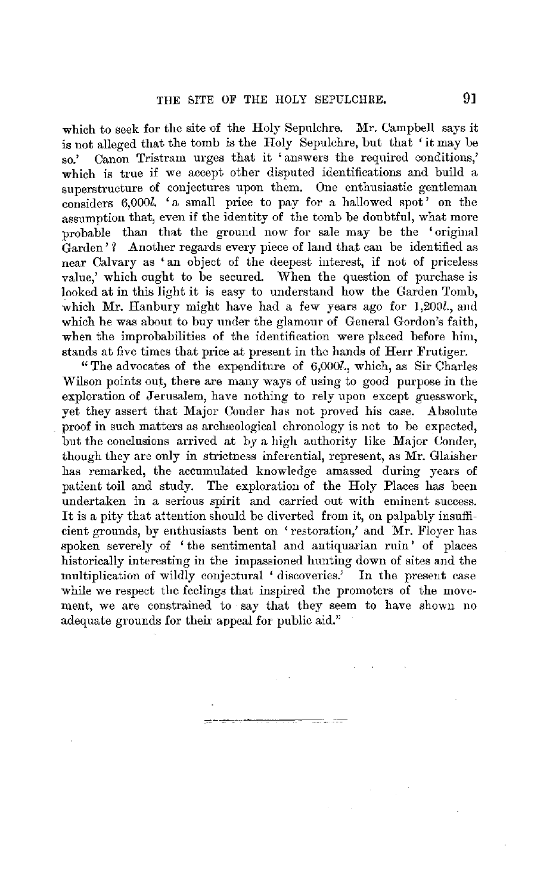which to seek for the site of the Holy Sepulchre. Mr. Campbell says it is not alleged that the tomb is the Holy Sepulchre, but that 'it may be so.' Canon Tristram urges that it 'answers the required conditions,' which is true if we accept other disputed identifications and build a superstructure of conjectures upon them. One enthusiastic gentleman considers 6,000*l.* 'a small price to pay for a hallowed spot' on the assumption that, even if the identity of the tomb be doubtful, what more probable than that the ground now for sale may be the 'original Garden'? Another regards every piece of land that can be identified as near Calvary as 'an object of the deepest interest, if not of priceless value,' which ought to be secured. When the question of purchase is looked at in this light it is easy to understand how the Garden Tomb, which Mr. Hanbury might have had a few years ago for 1,200*l.*, and which he was about to buy under the glamour of General Gordon's faith, when the improbabilities of the identification were placed before him, stands at five times that price at present in the hands of Herr Frutiger.

"The advocates of the expenditure of 6,000*l.*, which, as Sir Charles Wilson points out, there are many ways of using to good purpose in the exploration of Jerusalem, have nothing to rely upon except guesswork, yet they assert that Major Conder has not proved his case. Absolute proof in such matters as archæological chronology is not to be expected, but the conclusions arrived at by a high authority like Major Conder, though they are only in strictness inferential, represent, as Mr. Glaisher has remarked, the accumulated knowledge amassed during years of patient toil and study. The exploration of the Holy Places has been undertaken in a serious spirit and carried out with eminent success. It is a pity that attention should be diverted from it, on palpably insufficient grounds, by enthusiasts bent on 'restoration,' and Mr. Floyer has spoken severely of 'the sentimental and antiquarian ruin' of places historically interesting in the impassioned hunting down of sites and the multiplication of wildly conjectural 'discoveries.' In the present case while we respect the feelings that inspired the promoters of the movement, we are constrained to say that they seem to have shown no adequate grounds for their appeal for public aid."